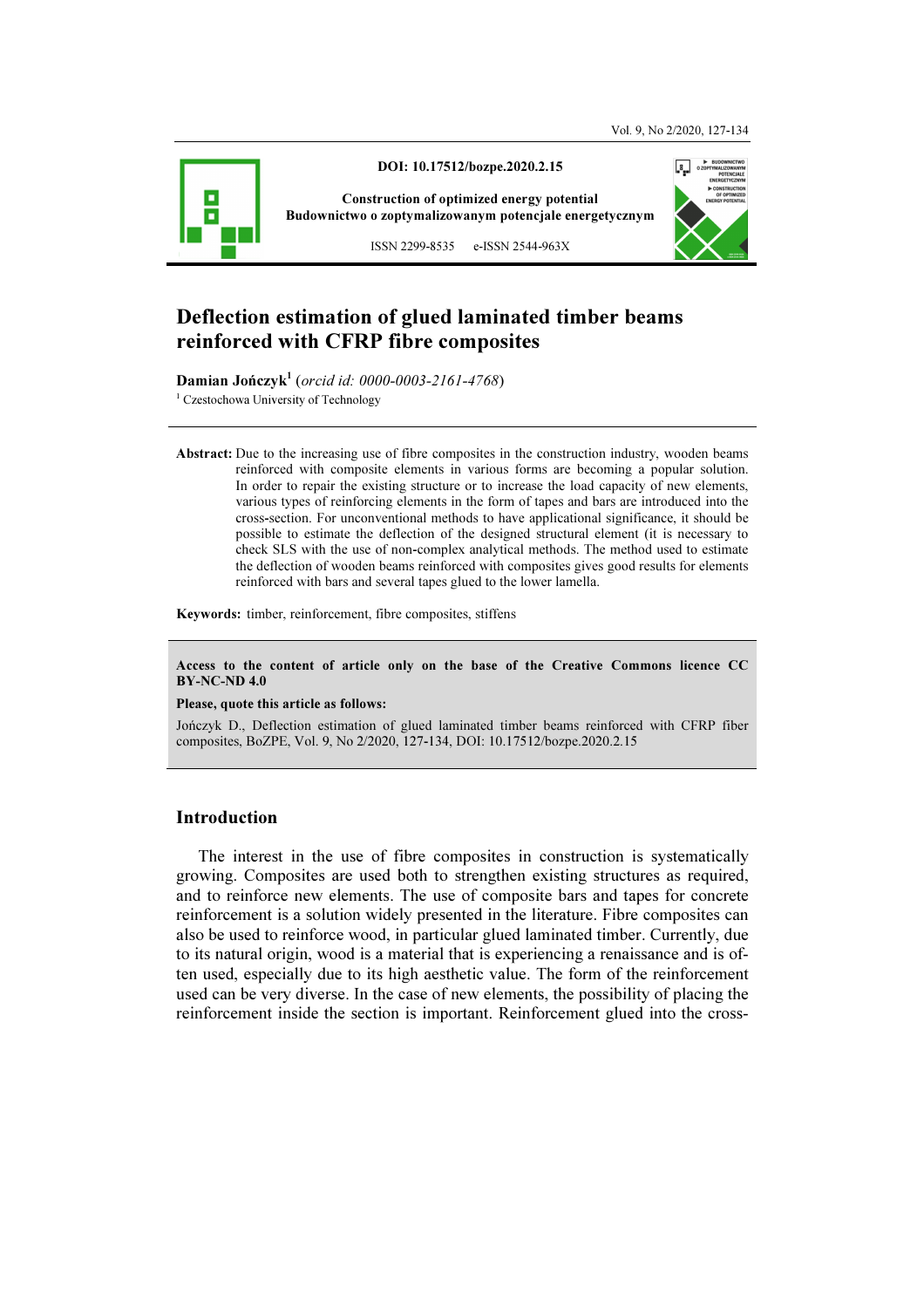DOI: 10.17512/bozpe.2020.2.15

Construction of optimized energy potential
Budownictwo o zoptymalizowanym potencjale energetycznym

ISSN 2299-8535 e-ISSN 2544-963X

# Deflection estimation of glued laminated timber beams reinforced with CFRP fibre composites

**Damian Jończyk**[1] (*orcid id: 0000-0003-2161-4768*)
[1] Czestochowa University of Technology

**Abstract:** Due to the increasing use of fibre composites in the construction industry, wooden beams reinforced with composite elements in various forms are becoming a popular solution. In order to repair the existing structure or to increase the load capacity of new elements, various types of reinforcing elements in the form of tapes and bars are introduced into the cross-section. For unconventional methods to have applicational significance, it should be possible to estimate the deflection of the designed structural element (it is necessary to check SLS with the use of non-complex analytical methods. The method used to estimate the deflection of wooden beams reinforced with composites gives good results for elements reinforced with bars and several tapes glued to the lower lamella.

**Keywords:** timber, reinforcement, fibre composites, stiffens

**Access to the content of article only on the base of the Creative Commons licence CC BY-NC-ND 4.0**

**Please, quote this article as follows:**

Jończyk D., Deflection estimation of glued laminated timber beams reinforced with CFRP fiber composites, BoZPE, Vol. 9, No 2/2020, 127-134, DOI: 10.17512/bozpe.2020.2.15

## Introduction

The interest in the use of fibre composites in construction is systematically growing. Composites are used both to strengthen existing structures as required, and to reinforce new elements. The use of composite bars and tapes for concrete reinforcement is a solution widely presented in the literature. Fibre composites can also be used to reinforce wood, in particular glued laminated timber. Currently, due to its natural origin, wood is a material that is experiencing a renaissance and is often used, especially due to its high aesthetic value. The form of the reinforcement used can be very diverse. In the case of new elements, the possibility of placing the reinforcement inside the section is important. Reinforcement glued into the cross-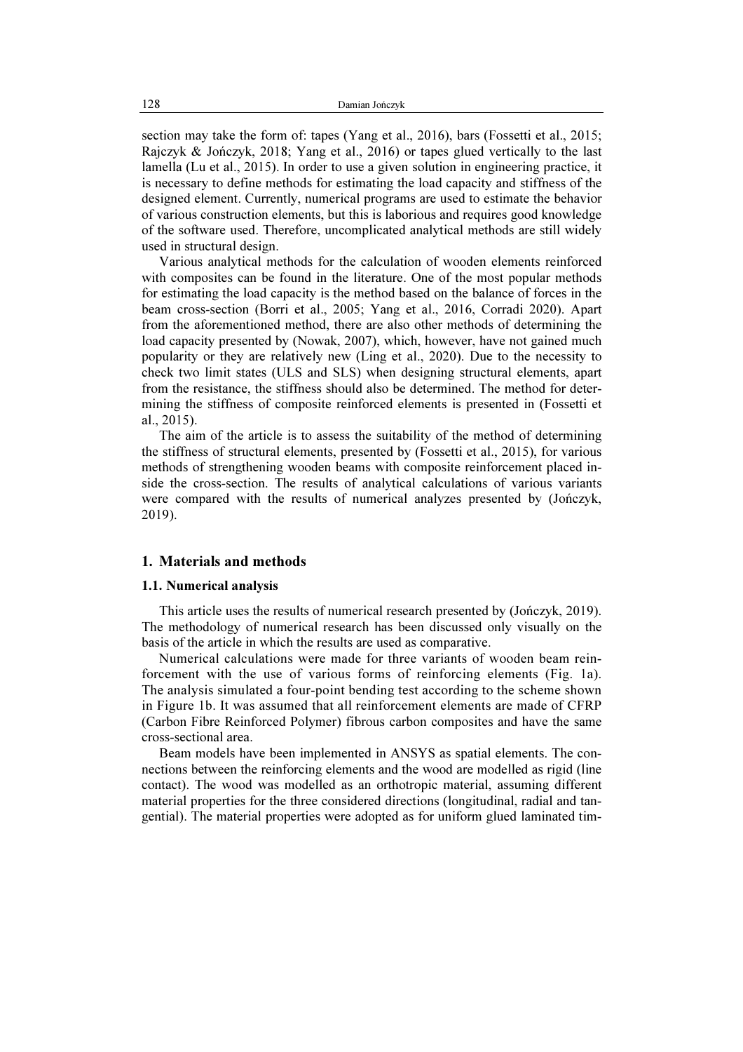section may take the form of: tapes (Yang et al., 2016), bars (Fossetti et al., 2015; Rajczyk & Jończyk, 2018; Yang et al., 2016) or tapes glued vertically to the last lamella (Lu et al., 2015). In order to use a given solution in engineering practice, it is necessary to define methods for estimating the load capacity and stiffness of the designed element. Currently, numerical programs are used to estimate the behavior of various construction elements, but this is laborious and requires good knowledge of the software used. Therefore, uncomplicated analytical methods are still widely used in structural design.

Various analytical methods for the calculation of wooden elements reinforced with composites can be found in the literature. One of the most popular methods for estimating the load capacity is the method based on the balance of forces in the beam cross-section (Borri et al., 2005; Yang et al., 2016, Corradi 2020). Apart from the aforementioned method, there are also other methods of determining the load capacity presented by (Nowak, 2007), which, however, have not gained much popularity or they are relatively new (Ling et al., 2020). Due to the necessity to check two limit states (ULS and SLS) when designing structural elements, apart from the resistance, the stiffness should also be determined. The method for determining the stiffness of composite reinforced elements is presented in (Fossetti et al., 2015).

The aim of the article is to assess the suitability of the method of determining the stiffness of structural elements, presented by (Fossetti et al., 2015), for various methods of strengthening wooden beams with composite reinforcement placed inside the cross-section. The results of analytical calculations of various variants were compared with the results of numerical analyzes presented by (Jończyk, 2019).

## 1. Materials and methods

### 1.1. Numerical analysis

This article uses the results of numerical research presented by (Jończyk, 2019). The methodology of numerical research has been discussed only visually on the basis of the article in which the results are used as comparative.

Numerical calculations were made for three variants of wooden beam reinforcement with the use of various forms of reinforcing elements (Fig. 1a). The analysis simulated a four-point bending test according to the scheme shown in Figure 1b. It was assumed that all reinforcement elements are made of CFRP (Carbon Fibre Reinforced Polymer) fibrous carbon composites and have the same cross-sectional area.

Beam models have been implemented in ANSYS as spatial elements. The connections between the reinforcing elements and the wood are modelled as rigid (line contact). The wood was modelled as an orthotropic material, assuming different material properties for the three considered directions (longitudinal, radial and tangential). The material properties were adopted as for uniform glued laminated tim-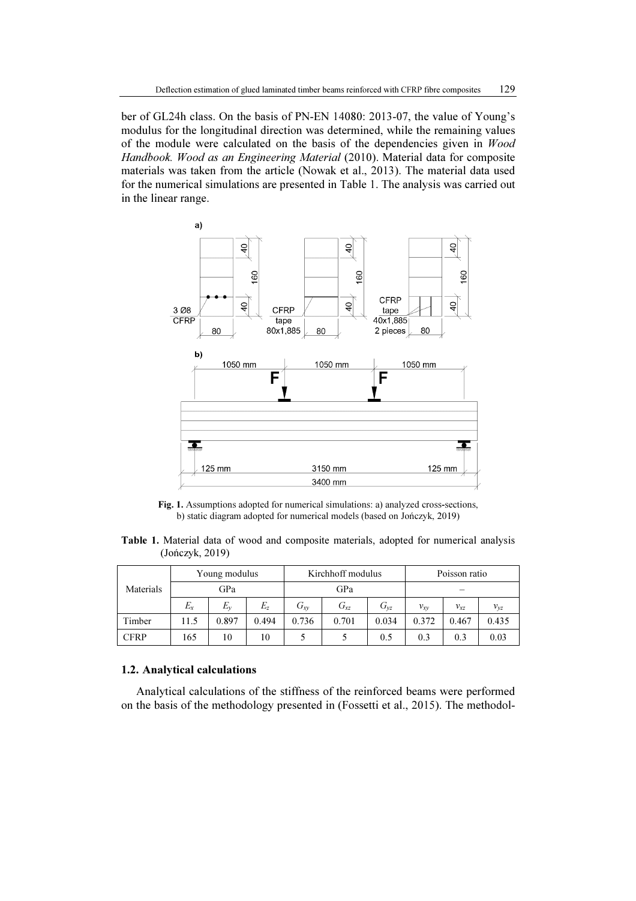ber of GL24h class. On the basis of PN-EN 14080: 2013-07, the value of Young's modulus for the longitudinal direction was determined, while the remaining values of the module were calculated on the basis of the dependencies given in *Wood Handbook. Wood as an Engineering Material* (2010). Material data for composite materials was taken from the article (Nowak et al., 2013). The material data used for the numerical simulations are presented in Table 1. The analysis was carried out in the linear range.

**Fig. 1.** Assumptions adopted for numerical simulations: a) analyzed cross-sections, b) static diagram adopted for numerical models (based on Jończyk, 2019)

**Table 1.** Material data of wood and composite materials, adopted for numerical analysis (Jończyk, 2019)

| Materials | Young modulus | | | Kirchhoff modulus | | | Poisson ratio | | |
|---|---|---|---|---|---|---|---|---|---|
| | GPa | | | GPa | | | – | | |
| | $E_x$ | $E_y$ | $E_z$ | $G_{xy}$ | $G_{xz}$ | $G_{yz}$ | $v_{xy}$ | $v_{xz}$ | $v_{yz}$ |
| Timber | 11.5 | 0.897 | 0.494 | 0.736 | 0.701 | 0.034 | 0.372 | 0.467 | 0.435 |
| CFRP | 165 | 10 | 10 | 5 | 5 | 0.5 | 0.3 | 0.3 | 0.03 |

### 1.2. Analytical calculations

Analytical calculations of the stiffness of the reinforced beams were performed on the basis of the methodology presented in (Fossetti et al., 2015). The methodol-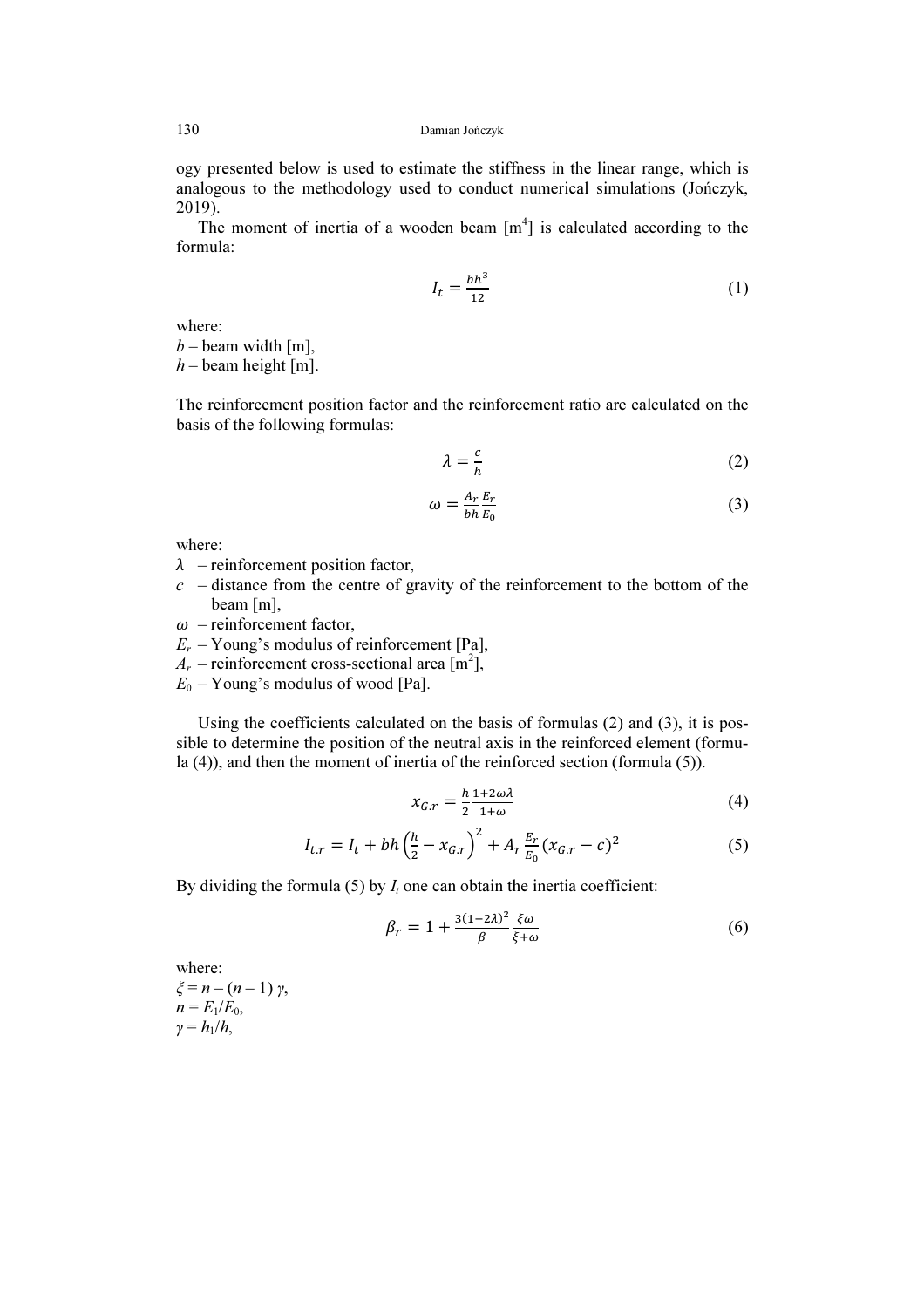ogy presented below is used to estimate the stiffness in the linear range, which is analogous to the methodology used to conduct numerical simulations (Jończyk, 2019).

The moment of inertia of a wooden beam [m$^4$] is calculated according to the formula:

$$I_t = \frac{bh^3}{12} \tag{1}$$

where:
$b$ – beam width [m],
$h$ – beam height [m].

The reinforcement position factor and the reinforcement ratio are calculated on the basis of the following formulas:

$$\lambda = \frac{c}{h} \tag{2}$$

$$\omega = \frac{A_r}{bh}\frac{E_r}{E_0} \tag{3}$$

where:
$\lambda$ – reinforcement position factor,
$c$ – distance from the centre of gravity of the reinforcement to the bottom of the beam [m],
$\omega$ – reinforcement factor,
$E_r$ – Young's modulus of reinforcement [Pa],
$A_r$ – reinforcement cross-sectional area [m$^2$],
$E_0$ – Young's modulus of wood [Pa].

Using the coefficients calculated on the basis of formulas (2) and (3), it is possible to determine the position of the neutral axis in the reinforced element (formula (4)), and then the moment of inertia of the reinforced section (formula (5)).

$$x_{G.r} = \frac{h}{2}\frac{1+2\omega\lambda}{1+\omega} \tag{4}$$

$$I_{t.r} = I_t + bh\left(\frac{h}{2} - x_{G.r}\right)^2 + A_r\frac{E_r}{E_0}(x_{G.r} - c)^2 \tag{5}$$

By dividing the formula (5) by $I_t$ one can obtain the inertia coefficient:

$$\beta_r = 1 + \frac{3(1-2\lambda)^2}{\beta}\frac{\xi\omega}{\xi+\omega} \tag{6}$$

where:
$\xi = n - (n-1)\,\gamma$,
$n = E_1/E_0$,
$\gamma = h_1/h$,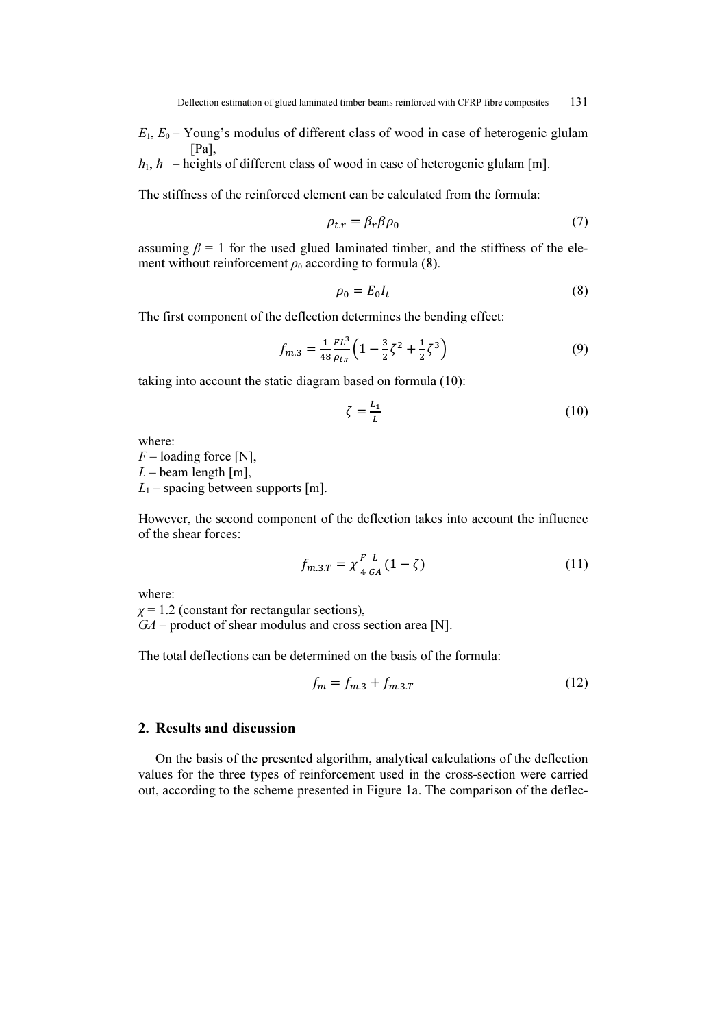$E_1$, $E_0$ – Young's modulus of different class of wood in case of heterogenic glulam [Pa],
$h_1$, $h$ – heights of different class of wood in case of heterogenic glulam [m].

The stiffness of the reinforced element can be calculated from the formula:

$$\rho_{t.r} = \beta_r \beta \rho_0 \tag{7}$$

assuming $\beta = 1$ for the used glued laminated timber, and the stiffness of the element without reinforcement $\rho_0$ according to formula (8).

$$\rho_0 = E_0 I_t \tag{8}$$

The first component of the deflection determines the bending effect:

$$f_{m.3} = \frac{1}{48}\frac{FL^3}{\rho_{t.r}}\left(1 - \frac{3}{2}\zeta^2 + \frac{1}{2}\zeta^3\right) \tag{9}$$

taking into account the static diagram based on formula (10):

$$\zeta = \frac{L_1}{L} \tag{10}$$

where:
$F$ – loading force [N],
$L$ – beam length [m],
$L_1$ – spacing between supports [m].

However, the second component of the deflection takes into account the influence of the shear forces:

$$f_{m.3.T} = \chi \frac{F}{4}\frac{L}{GA}(1 - \zeta) \tag{11}$$

where:
$\chi = 1.2$ (constant for rectangular sections),
$GA$ – product of shear modulus and cross section area [N].

The total deflections can be determined on the basis of the formula:

$$f_m = f_{m.3} + f_{m.3.T} \tag{12}$$

## 2. Results and discussion

On the basis of the presented algorithm, analytical calculations of the deflection values for the three types of reinforcement used in the cross-section were carried out, according to the scheme presented in Figure 1a. The comparison of the deflec-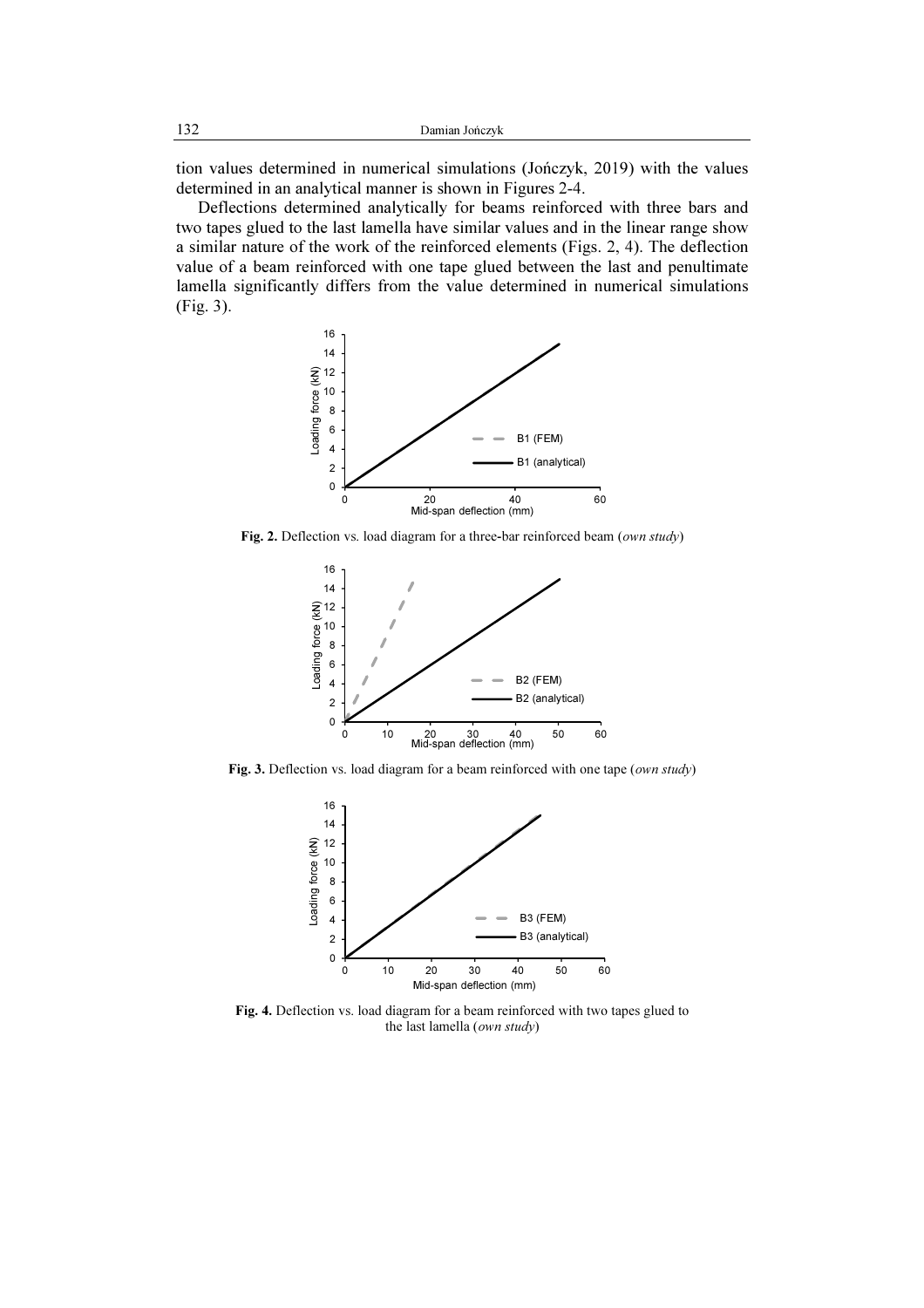tion values determined in numerical simulations (Jończyk, 2019) with the values determined in an analytical manner is shown in Figures 2-4.

Deflections determined analytically for beams reinforced with three bars and two tapes glued to the last lamella have similar values and in the linear range show a similar nature of the work of the reinforced elements (Figs. 2, 4). The deflection value of a beam reinforced with one tape glued between the last and penultimate lamella significantly differs from the value determined in numerical simulations (Fig. 3).

**Fig. 2.** Deflection vs. load diagram for a three-bar reinforced beam (*own study*)

**Fig. 3.** Deflection vs. load diagram for a beam reinforced with one tape (*own study*)

**Fig. 4.** Deflection vs. load diagram for a beam reinforced with two tapes glued to the last lamella (*own study*)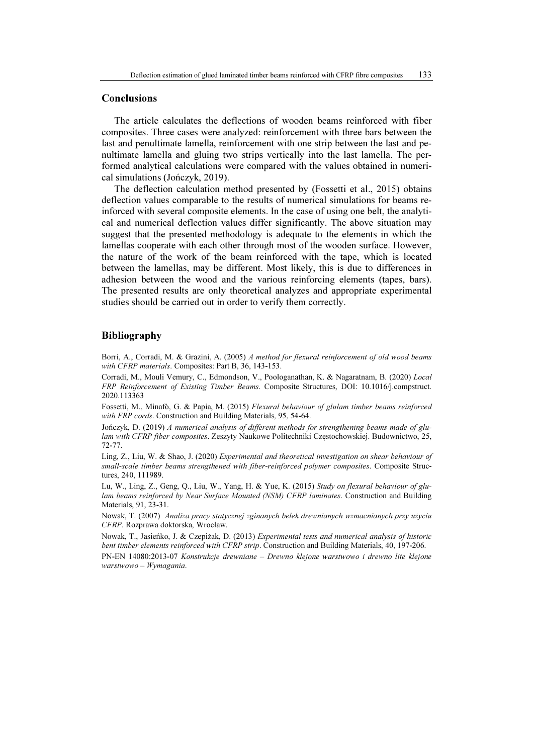## Conclusions

The article calculates the deflections of wooden beams reinforced with fiber composites. Three cases were analyzed: reinforcement with three bars between the last and penultimate lamella, reinforcement with one strip between the last and penultimate lamella and gluing two strips vertically into the last lamella. The performed analytical calculations were compared with the values obtained in numerical simulations (Jończyk, 2019).

The deflection calculation method presented by (Fossetti et al., 2015) obtains deflection values comparable to the results of numerical simulations for beams reinforced with several composite elements. In the case of using one belt, the analytical and numerical deflection values differ significantly. The above situation may suggest that the presented methodology is adequate to the elements in which the lamellas cooperate with each other through most of the wooden surface. However, the nature of the work of the beam reinforced with the tape, which is located between the lamellas, may be different. Most likely, this is due to differences in adhesion between the wood and the various reinforcing elements (tapes, bars). The presented results are only theoretical analyzes and appropriate experimental studies should be carried out in order to verify them correctly.

## Bibliography

Borri, A., Corradi, M. & Grazini, A. (2005) *A method for flexural reinforcement of old wood beams with CFRP materials*. Composites: Part B, 36, 143-153.

Corradi, M., Mouli Vemury, C., Edmondson, V., Poologanathan, K. & Nagaratnam, B. (2020) *Local FRP Reinforcement of Existing Timber Beams*. Composite Structures, DOI: 10.1016/j.compstruct.2020.113363

Fossetti, M., Minafò, G. & Papia, M. (2015) *Flexural behaviour of glulam timber beams reinforced with FRP cords*. Construction and Building Materials, 95, 54-64.

Jończyk, D. (2019) *A numerical analysis of different methods for strengthening beams made of glulam with CFRP fiber composites*. Zeszyty Naukowe Politechniki Częstochowskiej. Budownictwo, 25, 72-77.

Ling, Z., Liu, W. & Shao, J. (2020) *Experimental and theoretical investigation on shear behaviour of small-scale timber beams strengthened with fiber-reinforced polymer composites*. Composite Structures, 240, 111989.

Lu, W., Ling, Z., Geng, Q., Liu, W., Yang, H. & Yue, K. (2015) *Study on flexural behaviour of glulam beams reinforced by Near Surface Mounted (NSM) CFRP laminates*. Construction and Building Materials, 91, 23-31.

Nowak, T. (2007) *Analiza pracy statycznej zginanych belek drewnianych wzmacnianych przy użyciu CFRP*. Rozprawa doktorska, Wrocław.

Nowak, T., Jasieńko, J. & Czepiżak, D. (2013) *Experimental tests and numerical analysis of historic bent timber elements reinforced with CFRP strip*. Construction and Building Materials, 40, 197-206.

PN-EN 14080:2013-07 *Konstrukcje drewniane – Drewno klejone warstwowo i drewno lite klejone warstwowo – Wymagania*.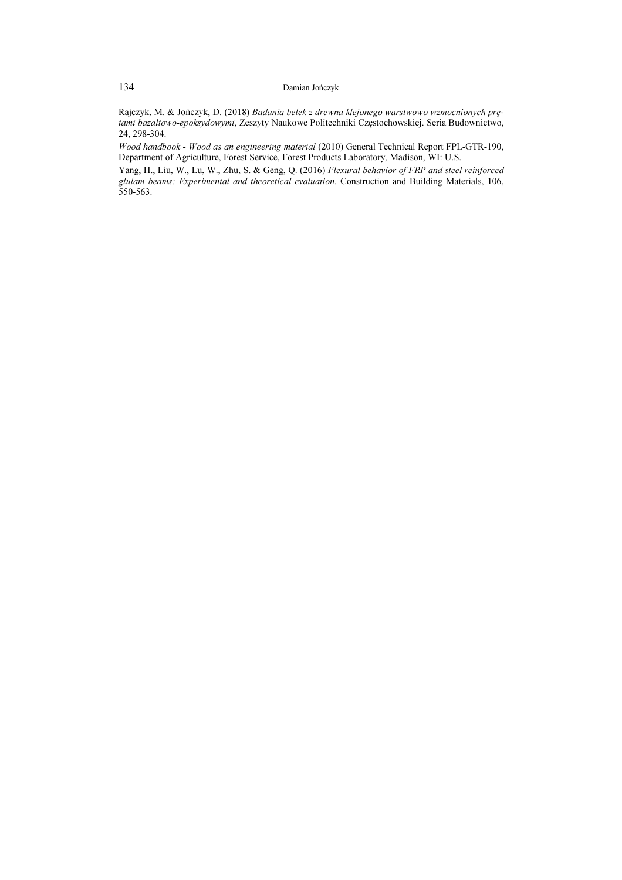Rajczyk, M. & Jończyk, D. (2018) *Badania belek z drewna klejonego warstwowo wzmocnionych prętami bazaltowo-epoksydowymi*, Zeszyty Naukowe Politechniki Częstochowskiej. Seria Budownictwo, 24, 298-304.

*Wood handbook - Wood as an engineering material* (2010) General Technical Report FPL-GTR-190, Department of Agriculture, Forest Service, Forest Products Laboratory, Madison, WI: U.S.

Yang, H., Liu, W., Lu, W., Zhu, S. & Geng, Q. (2016) *Flexural behavior of FRP and steel reinforced glulam beams: Experimental and theoretical evaluation*. Construction and Building Materials, 106, 550-563.